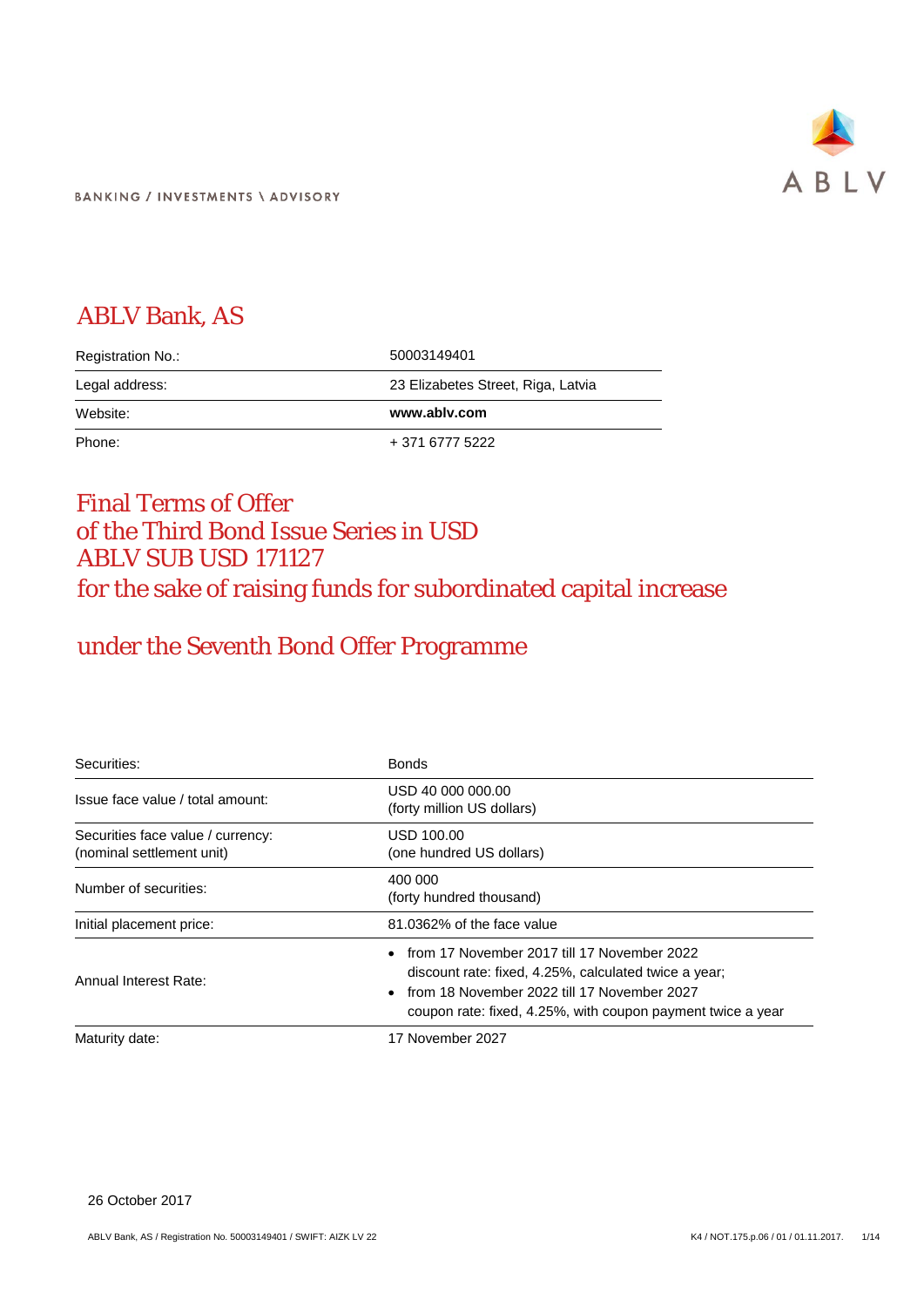BANKING / INVESTMENTS \ ADVISORY

# ABLV Bank, AS

| | |
|---|---|
| Registration No.: | 50003149401 |
| Legal address: | 23 Elizabetes Street, Riga, Latvia |
| Website: | **www.ablv.com** |
| Phone: | + 371 6777 5222 |

# Final Terms of Offer of the Third Bond Issue Series in USD ABLV SUB USD 171127 for the sake of raising funds for subordinated capital increase

## under the Seventh Bond Offer Programme

| | |
|---|---|
| Securities: | Bonds |
| Issue face value / total amount: | USD 40 000 000.00 (forty million US dollars) |
| Securities face value / currency: (nominal settlement unit) | USD 100.00 (one hundred US dollars) |
| Number of securities: | 400 000 (forty hundred thousand) |
| Initial placement price: | 81.0362% of the face value |
| Annual Interest Rate: | • from 17 November 2017 till 17 November 2022 discount rate: fixed, 4.25%, calculated twice a year; <br>• from 18 November 2022 till 17 November 2027 coupon rate: fixed, 4.25%, with coupon payment twice a year |
| Maturity date: | 17 November 2027 |

26 October 2017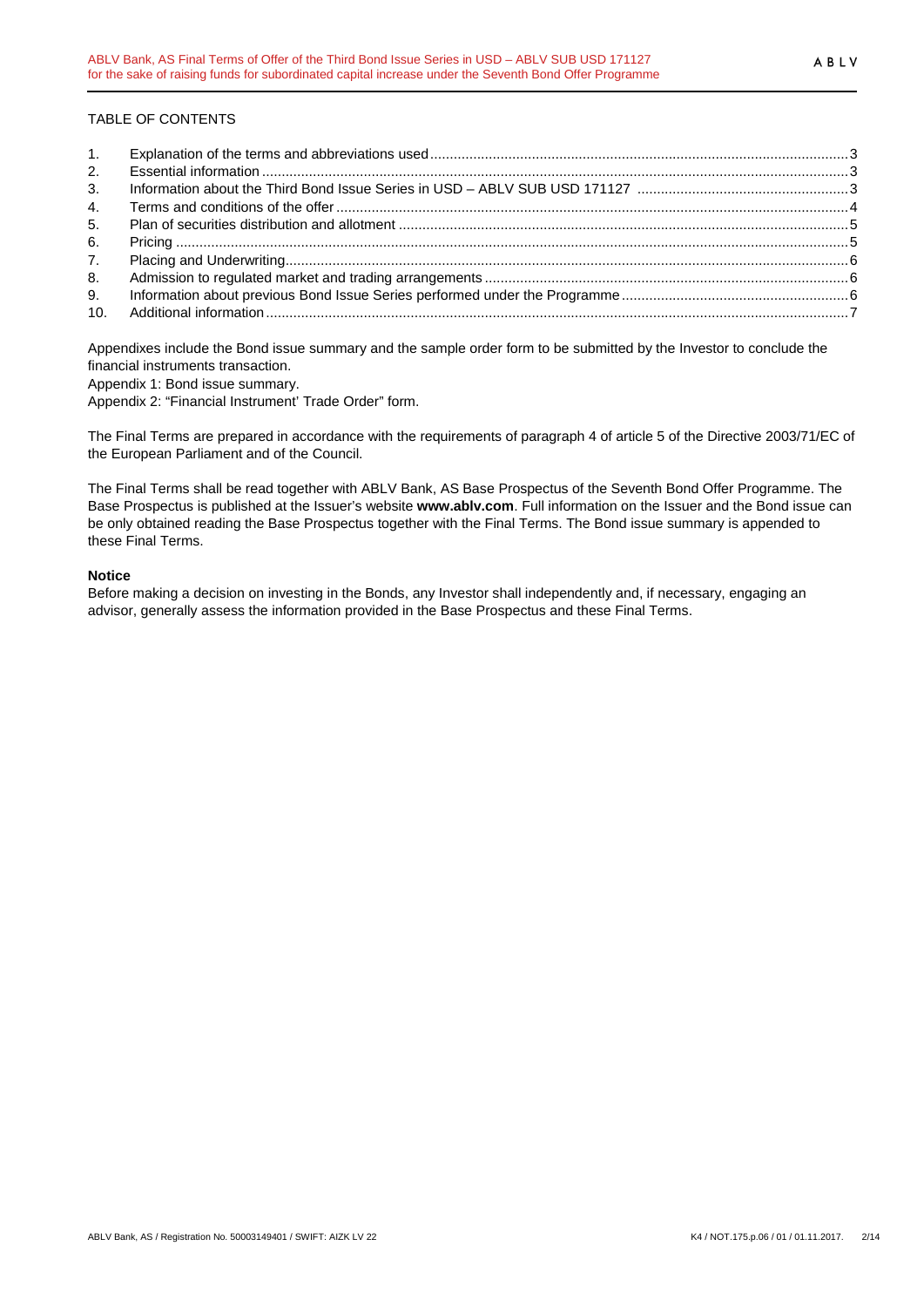TABLE OF CONTENTS

1. Explanation of the terms and abbreviations used ... 3
2. Essential information ... 3
3. Information about the Third Bond Issue Series in USD – ABLV SUB USD 171127 ... 3
4. Terms and conditions of the offer ... 4
5. Plan of securities distribution and allotment ... 5
6. Pricing ... 5
7. Placing and Underwriting ... 6
8. Admission to regulated market and trading arrangements ... 6
9. Information about previous Bond Issue Series performed under the Programme ... 6
10. Additional information ... 7

Appendixes include the Bond issue summary and the sample order form to be submitted by the Investor to conclude the financial instruments transaction.

Appendix 1: Bond issue summary.

Appendix 2: "Financial Instrument' Trade Order" form.

The Final Terms are prepared in accordance with the requirements of paragraph 4 of article 5 of the Directive 2003/71/EC of the European Parliament and of the Council.

The Final Terms shall be read together with ABLV Bank, AS Base Prospectus of the Seventh Bond Offer Programme. The Base Prospectus is published at the Issuer's website **www.ablv.com**. Full information on the Issuer and the Bond issue can be only obtained reading the Base Prospectus together with the Final Terms. The Bond issue summary is appended to these Final Terms.

**Notice**

Before making a decision on investing in the Bonds, any Investor shall independently and, if necessary, engaging an advisor, generally assess the information provided in the Base Prospectus and these Final Terms.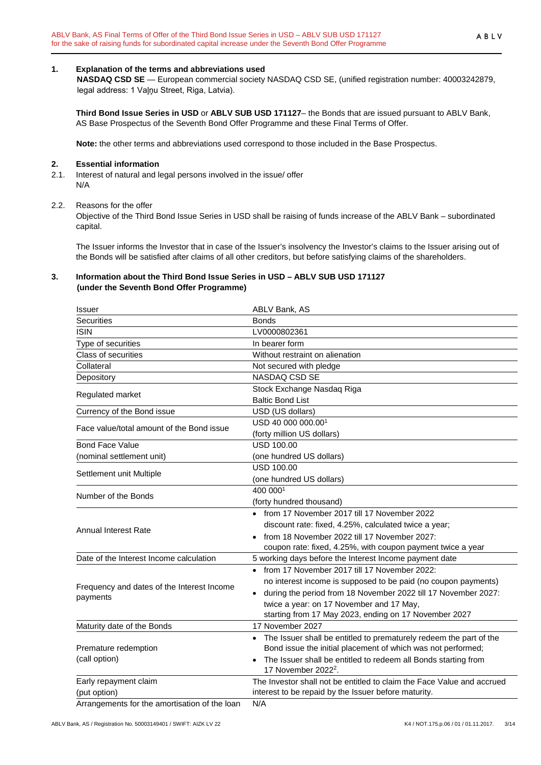## 1. Explanation of the terms and abbreviations used

**NASDAQ CSD SE** — European commercial society NASDAQ CSD SE, (unified registration number: 40003242879, legal address: 1 Vaļņu Street, Riga, Latvia).

**Third Bond Issue Series in USD** or **ABLV SUB USD 171127**– the Bonds that are issued pursuant to ABLV Bank, AS Base Prospectus of the Seventh Bond Offer Programme and these Final Terms of Offer.

**Note:** the other terms and abbreviations used correspond to those included in the Base Prospectus.

## 2. Essential information

2.1. Interest of natural and legal persons involved in the issue/ offer

N/A

2.2. Reasons for the offer

Objective of the Third Bond Issue Series in USD shall be raising of funds increase of the ABLV Bank – subordinated capital.

The Issuer informs the Investor that in case of the Issuer's insolvency the Investor's claims to the Issuer arising out of the Bonds will be satisfied after claims of all other creditors, but before satisfying claims of the shareholders.

## 3. Information about the Third Bond Issue Series in USD – ABLV SUB USD 171127 (under the Seventh Bond Offer Programme)

| | |
|---|---|
| Issuer | ABLV Bank, AS |
| Securities | Bonds |
| ISIN | LV0000802361 |
| Type of securities | In bearer form |
| Class of securities | Without restraint on alienation |
| Collateral | Not secured with pledge |
| Depository | NASDAQ CSD SE |
| Regulated market | Stock Exchange Nasdaq Riga<br>Baltic Bond List |
| Currency of the Bond issue | USD (US dollars) |
| Face value/total amount of the Bond issue | USD 40 000 000.00[1]<br>(forty million US dollars) |
| Bond Face Value<br>(nominal settlement unit) | USD 100.00<br>(one hundred US dollars) |
| Settlement unit Multiple | USD 100.00<br>(one hundred US dollars) |
| Number of the Bonds | 400 000[1]<br>(forty hundred thousand) |
| Annual Interest Rate | • from 17 November 2017 till 17 November 2022<br>discount rate: fixed, 4.25%, calculated twice a year;<br>• from 18 November 2022 till 17 November 2027:<br>coupon rate: fixed, 4.25%, with coupon payment twice a year |
| Date of the Interest Income calculation | 5 working days before the Interest Income payment date |
| Frequency and dates of the Interest Income payments | • from 17 November 2017 till 17 November 2022:<br>no interest income is supposed to be paid (no coupon payments)<br>• during the period from 18 November 2022 till 17 November 2027:<br>twice a year: on 17 November and 17 May,<br>starting from 17 May 2023, ending on 17 November 2027 |
| Maturity date of the Bonds | 17 November 2027 |
| Premature redemption<br>(call option) | • The Issuer shall be entitled to prematurely redeem the part of the Bond issue the initial placement of which was not performed;<br>• The Issuer shall be entitled to redeem all Bonds starting from 17 November 2022[2]. |
| Early repayment claim<br>(put option) | The Investor shall not be entitled to claim the Face Value and accrued interest to be repaid by the Issuer before maturity. |
| Arrangements for the amortisation of the loan | N/A |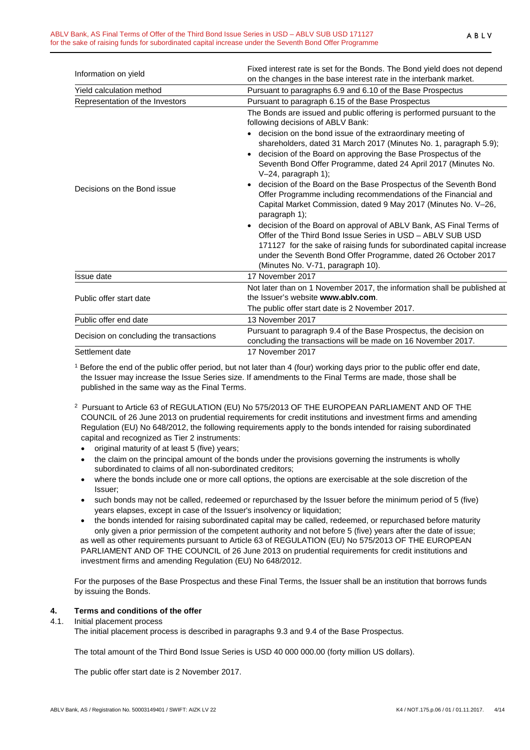| | |
|---|---|
| Information on yield | Fixed interest rate is set for the Bonds. The Bond yield does not depend on the changes in the base interest rate in the interbank market. |
| Yield calculation method | Pursuant to paragraphs 6.9 and 6.10 of the Base Prospectus |
| Representation of the Investors | Pursuant to paragraph 6.15 of the Base Prospectus |
| Decisions on the Bond issue | The Bonds are issued and public offering is performed pursuant to the following decisions of ABLV Bank: • decision on the bond issue of the extraordinary meeting of shareholders, dated 31 March 2017 (Minutes No. 1, paragraph 5.9); • decision of the Board on approving the Base Prospectus of the Seventh Bond Offer Programme, dated 24 April 2017 (Minutes No. V–24, paragraph 1); • decision of the Board on the Base Prospectus of the Seventh Bond Offer Programme including recommendations of the Financial and Capital Market Commission, dated 9 May 2017 (Minutes No. V–26, paragraph 1); • decision of the Board on approval of ABLV Bank, AS Final Terms of Offer of the Third Bond Issue Series in USD – ABLV SUB USD 171127 for the sake of raising funds for subordinated capital increase under the Seventh Bond Offer Programme, dated 26 October 2017 (Minutes No. V-71, paragraph 10). |
| Issue date | 17 November 2017 |
| Public offer start date | Not later than on 1 November 2017, the information shall be published at the Issuer's website **www.ablv.com**. The public offer start date is 2 November 2017. |
| Public offer end date | 13 November 2017 |
| Decision on concluding the transactions | Pursuant to paragraph 9.4 of the Base Prospectus, the decision on concluding the transactions will be made on 16 November 2017. |
| Settlement date | 17 November 2017 |

[1] Before the end of the public offer period, but not later than 4 (four) working days prior to the public offer end date, the Issuer may increase the Issue Series size. If amendments to the Final Terms are made, those shall be published in the same way as the Final Terms.

[2] Pursuant to Article 63 of REGULATION (EU) No 575/2013 OF THE EUROPEAN PARLIAMENT AND OF THE COUNCIL of 26 June 2013 on prudential requirements for credit institutions and investment firms and amending Regulation (EU) No 648/2012, the following requirements apply to the bonds intended for raising subordinated capital and recognized as Tier 2 instruments:

- original maturity of at least 5 (five) years;
- the claim on the principal amount of the bonds under the provisions governing the instruments is wholly subordinated to claims of all non-subordinated creditors;
- where the bonds include one or more call options, the options are exercisable at the sole discretion of the Issuer;
- such bonds may not be called, redeemed or repurchased by the Issuer before the minimum period of 5 (five) years elapses, except in case of the Issuer's insolvency or liquidation;
- the bonds intended for raising subordinated capital may be called, redeemed, or repurchased before maturity only given a prior permission of the competent authority and not before 5 (five) years after the date of issue;

as well as other requirements pursuant to Article 63 of REGULATION (EU) No 575/2013 OF THE EUROPEAN PARLIAMENT AND OF THE COUNCIL of 26 June 2013 on prudential requirements for credit institutions and investment firms and amending Regulation (EU) No 648/2012.

For the purposes of the Base Prospectus and these Final Terms, the Issuer shall be an institution that borrows funds by issuing the Bonds.

## 4. Terms and conditions of the offer

4.1. Initial placement process

The initial placement process is described in paragraphs 9.3 and 9.4 of the Base Prospectus.

The total amount of the Third Bond Issue Series is USD 40 000 000.00 (forty million US dollars).

The public offer start date is 2 November 2017.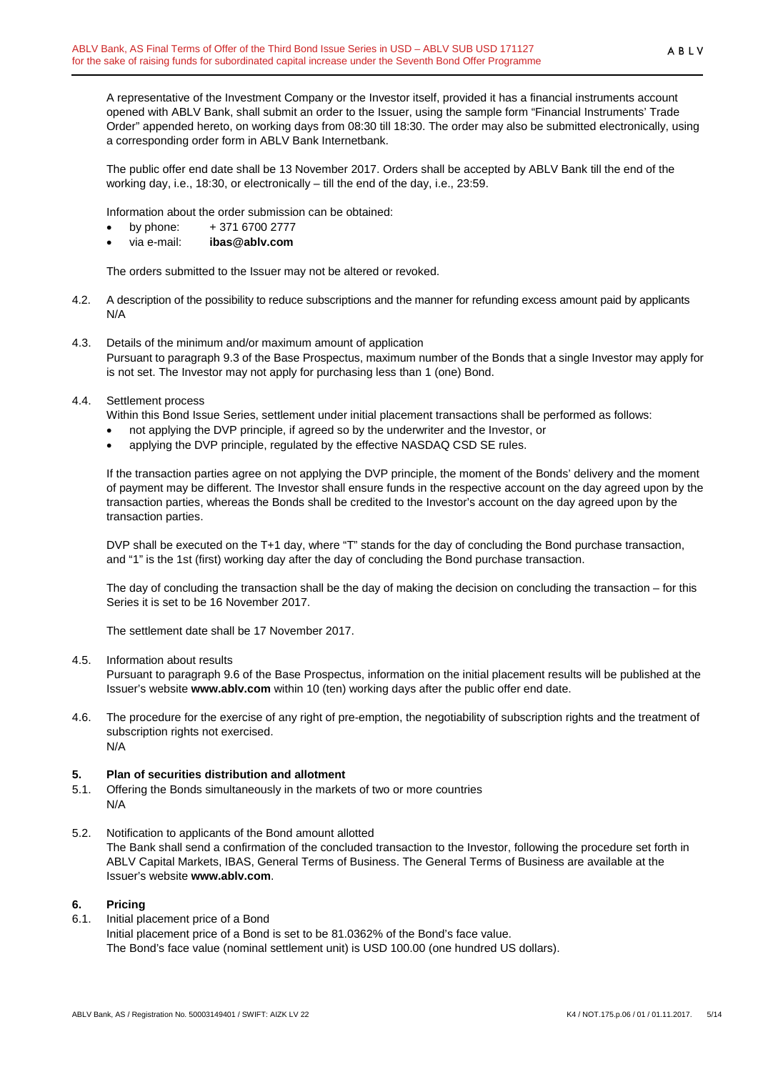A representative of the Investment Company or the Investor itself, provided it has a financial instruments account opened with ABLV Bank, shall submit an order to the Issuer, using the sample form "Financial Instruments' Trade Order" appended hereto, on working days from 08:30 till 18:30. The order may also be submitted electronically, using a corresponding order form in ABLV Bank Internetbank.

The public offer end date shall be 13 November 2017. Orders shall be accepted by ABLV Bank till the end of the working day, i.e., 18:30, or electronically – till the end of the day, i.e., 23:59.

Information about the order submission can be obtained:

- by phone: + 371 6700 2777
- via e-mail: **ibas@ablv.com**

The orders submitted to the Issuer may not be altered or revoked.

4.2. A description of the possibility to reduce subscriptions and the manner for refunding excess amount paid by applicants
N/A

4.3. Details of the minimum and/or maximum amount of application
Pursuant to paragraph 9.3 of the Base Prospectus, maximum number of the Bonds that a single Investor may apply for is not set. The Investor may not apply for purchasing less than 1 (one) Bond.

4.4. Settlement process
Within this Bond Issue Series, settlement under initial placement transactions shall be performed as follows:

- not applying the DVP principle, if agreed so by the underwriter and the Investor, or
- applying the DVP principle, regulated by the effective NASDAQ CSD SE rules.

If the transaction parties agree on not applying the DVP principle, the moment of the Bonds' delivery and the moment of payment may be different. The Investor shall ensure funds in the respective account on the day agreed upon by the transaction parties, whereas the Bonds shall be credited to the Investor's account on the day agreed upon by the transaction parties.

DVP shall be executed on the T+1 day, where "T" stands for the day of concluding the Bond purchase transaction, and "1" is the 1st (first) working day after the day of concluding the Bond purchase transaction.

The day of concluding the transaction shall be the day of making the decision on concluding the transaction – for this Series it is set to be 16 November 2017.

The settlement date shall be 17 November 2017.

4.5. Information about results
Pursuant to paragraph 9.6 of the Base Prospectus, information on the initial placement results will be published at the Issuer's website **www.ablv.com** within 10 (ten) working days after the public offer end date.

4.6. The procedure for the exercise of any right of pre-emption, the negotiability of subscription rights and the treatment of subscription rights not exercised.
N/A

## 5. Plan of securities distribution and allotment

5.1. Offering the Bonds simultaneously in the markets of two or more countries
N/A

5.2. Notification to applicants of the Bond amount allotted
The Bank shall send a confirmation of the concluded transaction to the Investor, following the procedure set forth in ABLV Capital Markets, IBAS, General Terms of Business. The General Terms of Business are available at the Issuer's website **www.ablv.com**.

## 6. Pricing

6.1. Initial placement price of a Bond
Initial placement price of a Bond is set to be 81.0362% of the Bond's face value.
The Bond's face value (nominal settlement unit) is USD 100.00 (one hundred US dollars).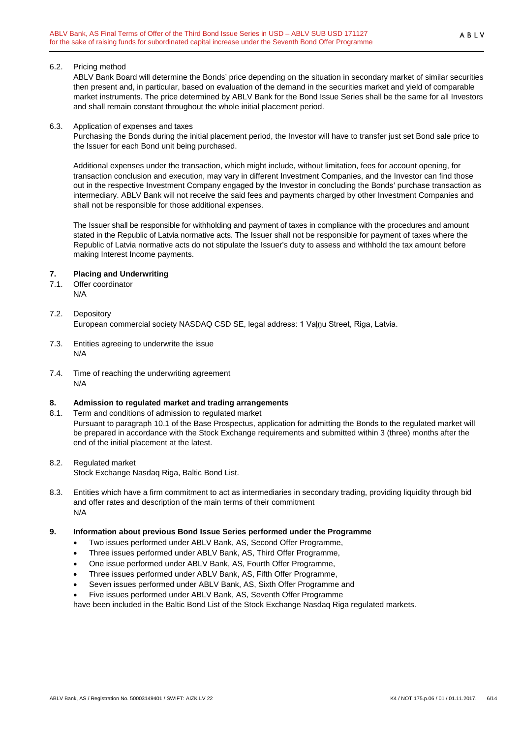6.2. Pricing method

ABLV Bank Board will determine the Bonds' price depending on the situation in secondary market of similar securities then present and, in particular, based on evaluation of the demand in the securities market and yield of comparable market instruments. The price determined by ABLV Bank for the Bond Issue Series shall be the same for all Investors and shall remain constant throughout the whole initial placement period.

6.3. Application of expenses and taxes

Purchasing the Bonds during the initial placement period, the Investor will have to transfer just set Bond sale price to the Issuer for each Bond unit being purchased.

Additional expenses under the transaction, which might include, without limitation, fees for account opening, for transaction conclusion and execution, may vary in different Investment Companies, and the Investor can find those out in the respective Investment Company engaged by the Investor in concluding the Bonds' purchase transaction as intermediary. ABLV Bank will not receive the said fees and payments charged by other Investment Companies and shall not be responsible for those additional expenses.

The Issuer shall be responsible for withholding and payment of taxes in compliance with the procedures and amount stated in the Republic of Latvia normative acts. The Issuer shall not be responsible for payment of taxes where the Republic of Latvia normative acts do not stipulate the Issuer's duty to assess and withhold the tax amount before making Interest Income payments.

## 7. Placing and Underwriting

7.1. Offer coordinator

N/A

7.2. Depository

European commercial society NASDAQ CSD SE, legal address: 1 Vaļņu Street, Riga, Latvia.

7.3. Entities agreeing to underwrite the issue

N/A

7.4. Time of reaching the underwriting agreement

N/A

## 8. Admission to regulated market and trading arrangements

8.1. Term and conditions of admission to regulated market

Pursuant to paragraph 10.1 of the Base Prospectus, application for admitting the Bonds to the regulated market will be prepared in accordance with the Stock Exchange requirements and submitted within 3 (three) months after the end of the initial placement at the latest.

8.2. Regulated market

Stock Exchange Nasdaq Riga, Baltic Bond List.

8.3. Entities which have a firm commitment to act as intermediaries in secondary trading, providing liquidity through bid and offer rates and description of the main terms of their commitment

N/A

## 9. Information about previous Bond Issue Series performed under the Programme

- Two issues performed under ABLV Bank, AS, Second Offer Programme,
- Three issues performed under ABLV Bank, AS, Third Offer Programme,
- One issue performed under ABLV Bank, AS, Fourth Offer Programme,
- Three issues performed under ABLV Bank, AS, Fifth Offer Programme,
- Seven issues performed under ABLV Bank, AS, Sixth Offer Programme and
- Five issues performed under ABLV Bank, AS, Seventh Offer Programme

have been included in the Baltic Bond List of the Stock Exchange Nasdaq Riga regulated markets.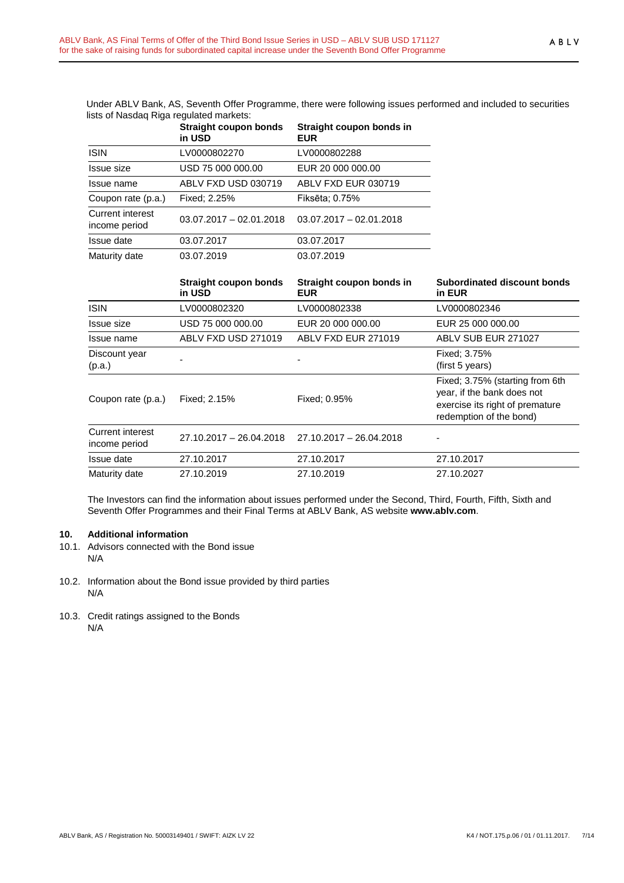Under ABLV Bank, AS, Seventh Offer Programme, there were following issues performed and included to securities lists of Nasdaq Riga regulated markets:

| | **Straight coupon bonds in USD** | **Straight coupon bonds in EUR** |
|---|---|---|
| ISIN | LV0000802270 | LV0000802288 |
| Issue size | USD 75 000 000.00 | EUR 20 000 000.00 |
| Issue name | ABLV FXD USD 030719 | ABLV FXD EUR 030719 |
| Coupon rate (p.a.) | Fixed; 2.25% | Fiksēta; 0.75% |
| Current interest income period | 03.07.2017 – 02.01.2018 | 03.07.2017 – 02.01.2018 |
| Issue date | 03.07.2017 | 03.07.2017 |
| Maturity date | 03.07.2019 | 03.07.2019 |

| | **Straight coupon bonds in USD** | **Straight coupon bonds in EUR** | **Subordinated discount bonds in EUR** |
|---|---|---|---|
| ISIN | LV0000802320 | LV0000802338 | LV0000802346 |
| Issue size | USD 75 000 000.00 | EUR 20 000 000.00 | EUR 25 000 000.00 |
| Issue name | ABLV FXD USD 271019 | ABLV FXD EUR 271019 | ABLV SUB EUR 271027 |
| Discount year (p.a.) | - | - | Fixed; 3.75% (first 5 years) |
| Coupon rate (p.a.) | Fixed; 2.15% | Fixed; 0.95% | Fixed; 3.75% (starting from 6th year, if the bank does not exercise its right of premature redemption of the bond) |
| Current interest income period | 27.10.2017 – 26.04.2018 | 27.10.2017 – 26.04.2018 | - |
| Issue date | 27.10.2017 | 27.10.2017 | 27.10.2017 |
| Maturity date | 27.10.2019 | 27.10.2019 | 27.10.2027 |

The Investors can find the information about issues performed under the Second, Third, Fourth, Fifth, Sixth and Seventh Offer Programmes and their Final Terms at ABLV Bank, AS website **www.ablv.com**.

## 10. Additional information

10.1. Advisors connected with the Bond issue

N/A

10.2. Information about the Bond issue provided by third parties

N/A

10.3. Credit ratings assigned to the Bonds

N/A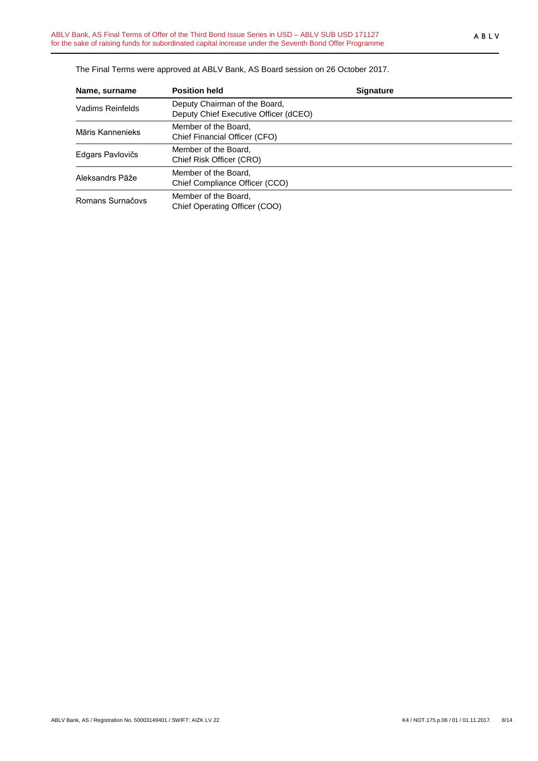The Final Terms were approved at ABLV Bank, AS Board session on 26 October 2017.

| Name, surname | Position held | Signature |
| --- | --- | --- |
| Vadims Reinfelds | Deputy Chairman of the Board, Deputy Chief Executive Officer (dCEO) | |
| Māris Kannenieks | Member of the Board, Chief Financial Officer (CFO) | |
| Edgars Pavlovičs | Member of the Board, Chief Risk Officer (CRO) | |
| Aleksandrs Pāže | Member of the Board, Chief Compliance Officer (CCO) | |
| Romans Surnačovs | Member of the Board, Chief Operating Officer (COO) | |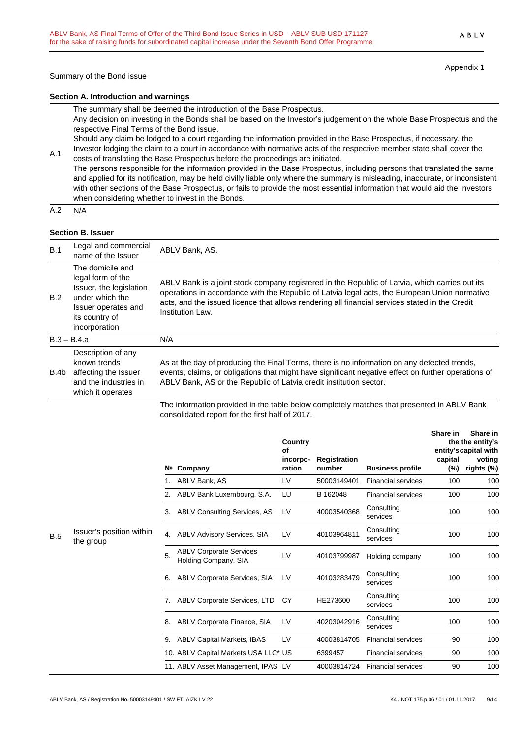Appendix 1

Summary of the Bond issue

### Section A. Introduction and warnings

| | |
|---|---|
| A.1 | The summary shall be deemed the introduction of the Base Prospectus.<br>Any decision on investing in the Bonds shall be based on the Investor's judgement on the whole Base Prospectus and the respective Final Terms of the Bond issue.<br>Should any claim be lodged to a court regarding the information provided in the Base Prospectus, if necessary, the Investor lodging the claim to a court in accordance with normative acts of the respective member state shall cover the costs of translating the Base Prospectus before the proceedings are initiated.<br>The persons responsible for the information provided in the Base Prospectus, including persons that translated the same and applied for its notification, may be held civilly liable only where the summary is misleading, inaccurate, or inconsistent with other sections of the Base Prospectus, or fails to provide the most essential information that would aid the Investors when considering whether to invest in the Bonds. |
| A.2 | N/A |

### Section B. Issuer

| | | |
|---|---|---|
| B.1 | Legal and commercial name of the Issuer | ABLV Bank, AS. |
| B.2 | The domicile and legal form of the Issuer, the legislation under which the Issuer operates and its country of incorporation | ABLV Bank is a joint stock company registered in the Republic of Latvia, which carries out its operations in accordance with the Republic of Latvia legal acts, the European Union normative acts, and the issued licence that allows rendering all financial services stated in the Credit Institution Law. |
| B.3 – B.4.a | | N/A |
| B.4b | Description of any known trends affecting the Issuer and the industries in which it operates | As at the day of producing the Final Terms, there is no information on any detected trends, events, claims, or obligations that might have significant negative effect on further operations of ABLV Bank, AS or the Republic of Latvia credit institution sector. |
| B.5 | Issuer's position within the group | The information provided in the table below completely matches that presented in ABLV Bank consolidated report for the first half of 2017. |

| № | Company | Country of incorporation | Registration number | Business profile | Share in the entity's capital (%) | Share in the entity's capital with voting rights (%) |
|---|---|---|---|---|---|---|
| 1. | ABLV Bank, AS | LV | 50003149401 | Financial services | 100 | 100 |
| 2. | ABLV Bank Luxembourg, S.A. | LU | B 162048 | Financial services | 100 | 100 |
| 3. | ABLV Consulting Services, AS | LV | 40003540368 | Consulting services | 100 | 100 |
| 4. | ABLV Advisory Services, SIA | LV | 40103964811 | Consulting services | 100 | 100 |
| 5. | ABLV Corporate Services Holding Company, SIA | LV | 40103799987 | Holding company | 100 | 100 |
| 6. | ABLV Corporate Services, SIA | LV | 40103283479 | Consulting services | 100 | 100 |
| 7. | ABLV Corporate Services, LTD | CY | HE273600 | Consulting services | 100 | 100 |
| 8. | ABLV Corporate Finance, SIA | LV | 40203042916 | Consulting services | 100 | 100 |
| 9. | ABLV Capital Markets, IBAS | LV | 40003814705 | Financial services | 90 | 100 |
| 10. | ABLV Capital Markets USA LLC* | US | 6399457 | Financial services | 90 | 100 |
| 11. | ABLV Asset Management, IPAS | LV | 40003814724 | Financial services | 90 | 100 |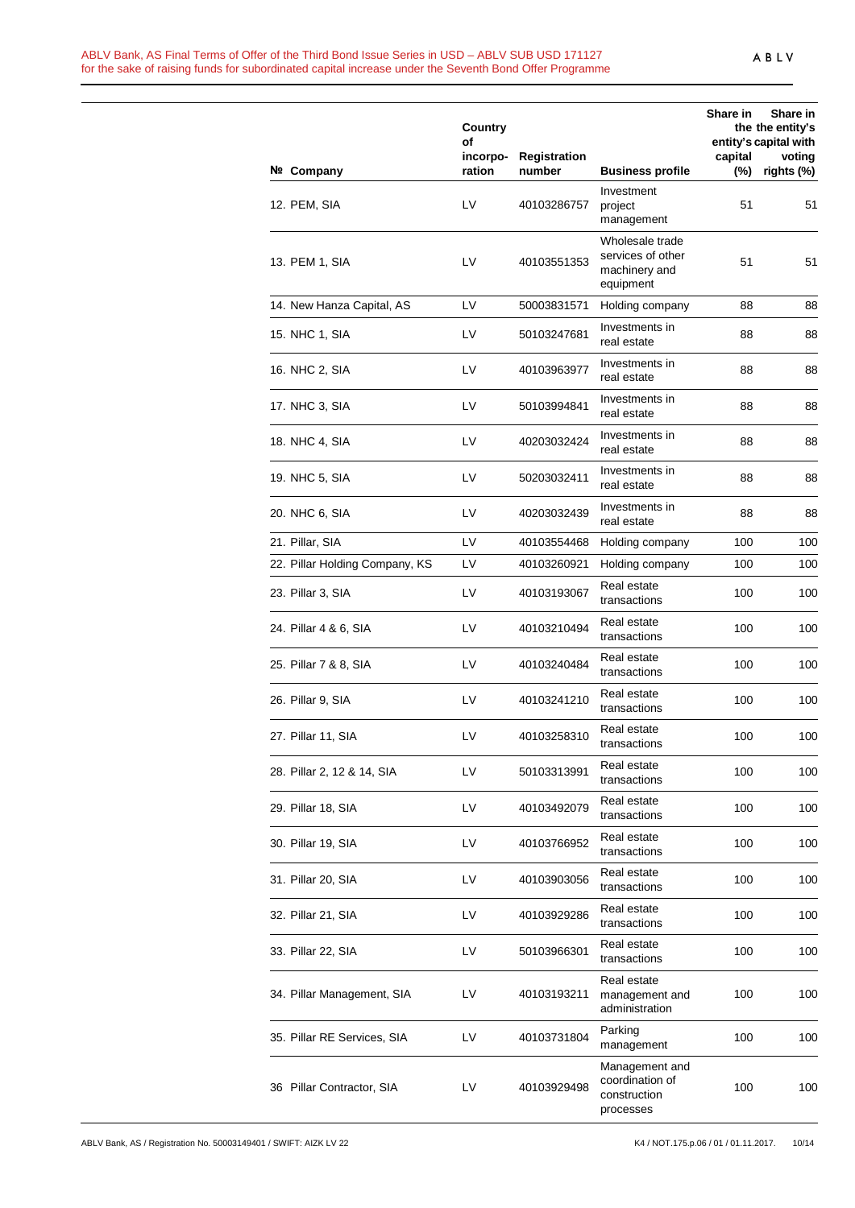| № | Company | Country of incorpo-ration | Registration number | Business profile | Share in the entity's capital (%) | Share in the entity's capital with voting rights (%) |
|---|---|---|---|---|---|---|
| 12. | PEM, SIA | LV | 40103286757 | Investment project management | 51 | 51 |
| 13. | PEM 1, SIA | LV | 40103551353 | Wholesale trade services of other machinery and equipment | 51 | 51 |
| 14. | New Hanza Capital, AS | LV | 50003831571 | Holding company | 88 | 88 |
| 15. | NHC 1, SIA | LV | 50103247681 | Investments in real estate | 88 | 88 |
| 16. | NHC 2, SIA | LV | 40103963977 | Investments in real estate | 88 | 88 |
| 17. | NHC 3, SIA | LV | 50103994841 | Investments in real estate | 88 | 88 |
| 18. | NHC 4, SIA | LV | 40203032424 | Investments in real estate | 88 | 88 |
| 19. | NHC 5, SIA | LV | 50203032411 | Investments in real estate | 88 | 88 |
| 20. | NHC 6, SIA | LV | 40203032439 | Investments in real estate | 88 | 88 |
| 21. | Pillar, SIA | LV | 40103554468 | Holding company | 100 | 100 |
| 22. | Pillar Holding Company, KS | LV | 40103260921 | Holding company | 100 | 100 |
| 23. | Pillar 3, SIA | LV | 40103193067 | Real estate transactions | 100 | 100 |
| 24. | Pillar 4 & 6, SIA | LV | 40103210494 | Real estate transactions | 100 | 100 |
| 25. | Pillar 7 & 8, SIA | LV | 40103240484 | Real estate transactions | 100 | 100 |
| 26. | Pillar 9, SIA | LV | 40103241210 | Real estate transactions | 100 | 100 |
| 27. | Pillar 11, SIA | LV | 40103258310 | Real estate transactions | 100 | 100 |
| 28. | Pillar 2, 12 & 14, SIA | LV | 50103313991 | Real estate transactions | 100 | 100 |
| 29. | Pillar 18, SIA | LV | 40103492079 | Real estate transactions | 100 | 100 |
| 30. | Pillar 19, SIA | LV | 40103766952 | Real estate transactions | 100 | 100 |
| 31. | Pillar 20, SIA | LV | 40103903056 | Real estate transactions | 100 | 100 |
| 32. | Pillar 21, SIA | LV | 40103929286 | Real estate transactions | 100 | 100 |
| 33. | Pillar 22, SIA | LV | 50103966301 | Real estate transactions | 100 | 100 |
| 34. | Pillar Management, SIA | LV | 40103193211 | Real estate management and administration | 100 | 100 |
| 35. | Pillar RE Services, SIA | LV | 40103731804 | Parking management | 100 | 100 |
| 36 | Pillar Contractor, SIA | LV | 40103929498 | Management and coordination of construction processes | 100 | 100 |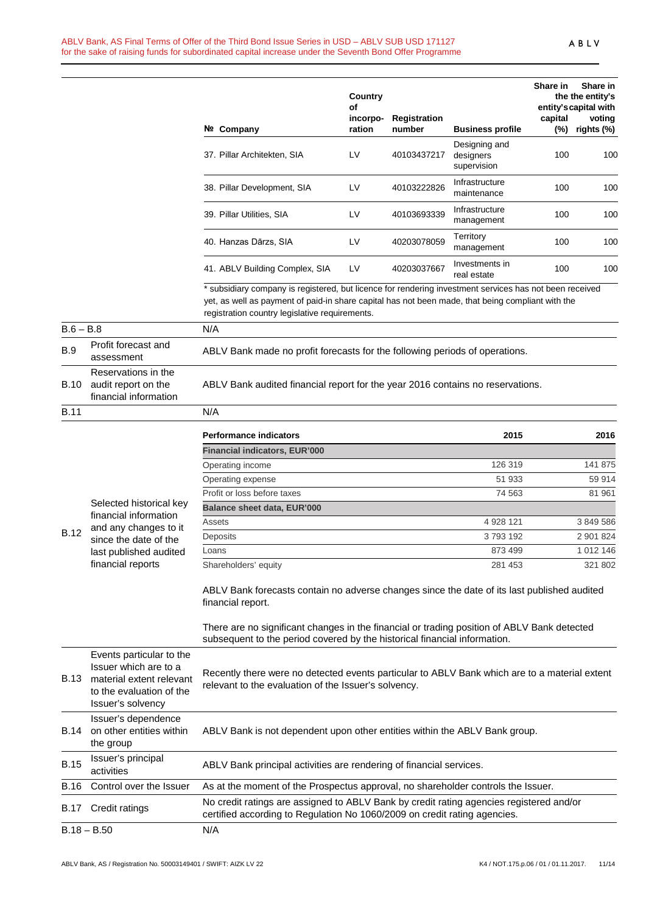| № Company | Country of incorpo-ration | Registration number | Business profile | Share in the entity's capital (%) | Share in the entity's capital with voting rights (%) |
|---|---|---|---|---|---|
| 37. Pillar Architekten, SIA | LV | 40103437217 | Designing and designers supervision | 100 | 100 |
| 38. Pillar Development, SIA | LV | 40103222826 | Infrastructure maintenance | 100 | 100 |
| 39. Pillar Utilities, SIA | LV | 40103693339 | Infrastructure management | 100 | 100 |
| 40. Hanzas Dārzs, SIA | LV | 40203078059 | Territory management | 100 | 100 |
| 41. ABLV Building Complex, SIA | LV | 40203037667 | Investments in real estate | 100 | 100 |

* subsidiary company is registered, but licence for rendering investment services has not been received yet, as well as payment of paid-in share capital has not been made, that being compliant with the registration country legislative requirements.

| | | |
|---|---|---|
| B.6 – B.8 | | N/A |
| B.9 | Profit forecast and assessment | ABLV Bank made no profit forecasts for the following periods of operations. |
| B.10 | Reservations in the audit report on the financial information | ABLV Bank audited financial report for the year 2016 contains no reservations. |
| B.11 | | N/A |

**B.12 Selected historical key financial information and any changes to it since the date of the last published audited financial reports**

| Performance indicators | 2015 | 2016 |
|---|---|---|
| **Financial indicators, EUR'000** | | |
| Operating income | 126 319 | 141 875 |
| Operating expense | 51 933 | 59 914 |
| Profit or loss before taxes | 74 563 | 81 961 |
| **Balance sheet data, EUR'000** | | |
| Assets | 4 928 121 | 3 849 586 |
| Deposits | 3 793 192 | 2 901 824 |
| Loans | 873 499 | 1 012 146 |
| Shareholders' equity | 281 453 | 321 802 |

ABLV Bank forecasts contain no adverse changes since the date of its last published audited financial report.

There are no significant changes in the financial or trading position of ABLV Bank detected subsequent to the period covered by the historical financial information.

| | | |
|---|---|---|
| B.13 | Events particular to the Issuer which are to a material extent relevant to the evaluation of the Issuer's solvency | Recently there were no detected events particular to ABLV Bank which are to a material extent relevant to the evaluation of the Issuer's solvency. |
| B.14 | Issuer's dependence on other entities within the group | ABLV Bank is not dependent upon other entities within the ABLV Bank group. |
| B.15 | Issuer's principal activities | ABLV Bank principal activities are rendering of financial services. |
| B.16 | Control over the Issuer | As at the moment of the Prospectus approval, no shareholder controls the Issuer. |
| B.17 | Credit ratings | No credit ratings are assigned to ABLV Bank by credit rating agencies registered and/or certified according to Regulation No 1060/2009 on credit rating agencies. |
| B.18 – B.50 | | N/A |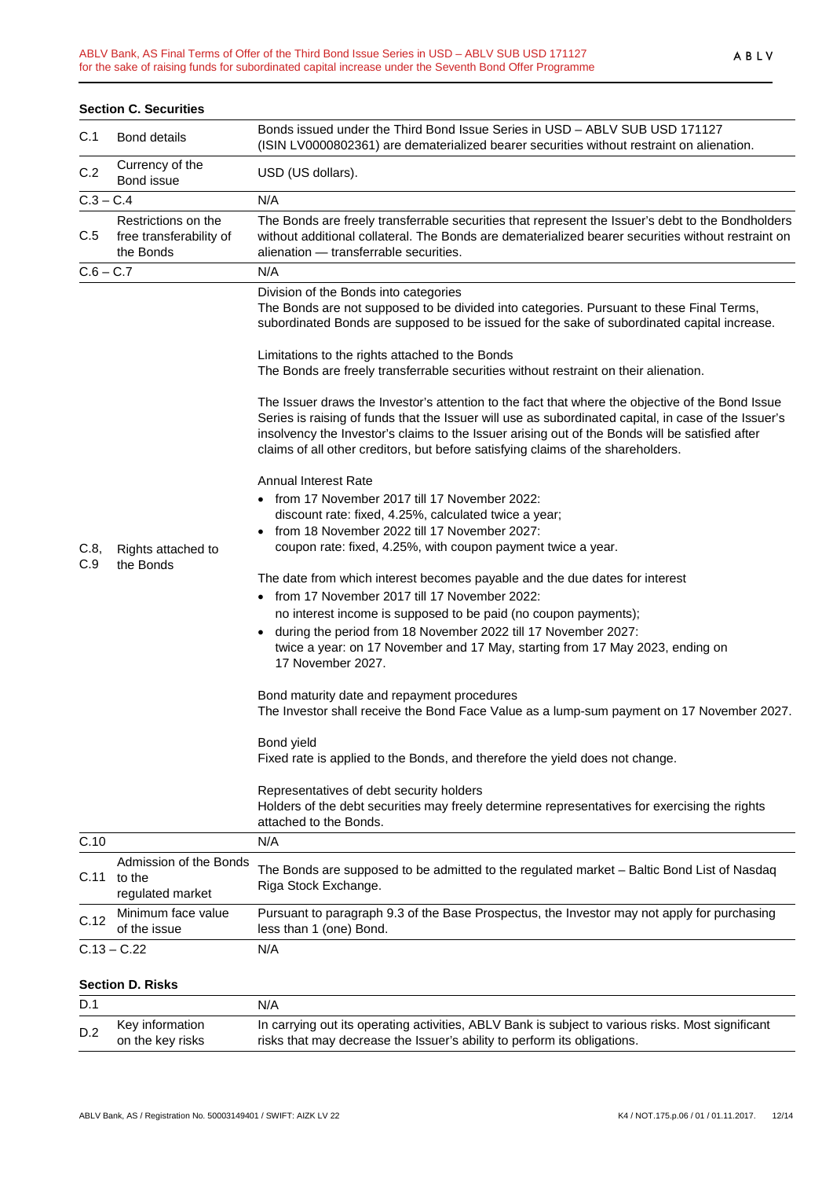**Section C. Securities**

| | | |
|---|---|---|
| C.1 | Bond details | Bonds issued under the Third Bond Issue Series in USD – ABLV SUB USD 171127 (ISIN LV0000802361) are dematerialized bearer securities without restraint on alienation. |
| C.2 | Currency of the Bond issue | USD (US dollars). |
| C.3 – C.4 | | N/A |
| C.5 | Restrictions on the free transferability of the Bonds | The Bonds are freely transferrable securities that represent the Issuer's debt to the Bondholders without additional collateral. The Bonds are dematerialized bearer securities without restraint on alienation — transferrable securities. |
| C.6 – C.7 | | N/A |
| C.8, C.9 | Rights attached to the Bonds | Division of the Bonds into categories<br>The Bonds are not supposed to be divided into categories. Pursuant to these Final Terms, subordinated Bonds are supposed to be issued for the sake of subordinated capital increase.<br><br>Limitations to the rights attached to the Bonds<br>The Bonds are freely transferrable securities without restraint on their alienation.<br><br>The Issuer draws the Investor's attention to the fact that where the objective of the Bond Issue Series is raising of funds that the Issuer will use as subordinated capital, in case of the Issuer's insolvency the Investor's claims to the Issuer arising out of the Bonds will be satisfied after claims of all other creditors, but before satisfying claims of the shareholders.<br><br>Annual Interest Rate<br>• from 17 November 2017 till 17 November 2022: discount rate: fixed, 4.25%, calculated twice a year;<br>• from 18 November 2022 till 17 November 2027: coupon rate: fixed, 4.25%, with coupon payment twice a year.<br><br>The date from which interest becomes payable and the due dates for interest<br>• from 17 November 2017 till 17 November 2022: no interest income is supposed to be paid (no coupon payments);<br>• during the period from 18 November 2022 till 17 November 2027: twice a year: on 17 November and 17 May, starting from 17 May 2023, ending on 17 November 2027.<br><br>Bond maturity date and repayment procedures<br>The Investor shall receive the Bond Face Value as a lump-sum payment on 17 November 2027.<br><br>Bond yield<br>Fixed rate is applied to the Bonds, and therefore the yield does not change.<br><br>Representatives of debt security holders<br>Holders of the debt securities may freely determine representatives for exercising the rights attached to the Bonds. |
| C.10 | | N/A |
| C.11 | Admission of the Bonds to the regulated market | The Bonds are supposed to be admitted to the regulated market – Baltic Bond List of Nasdaq Riga Stock Exchange. |
| C.12 | Minimum face value of the issue | Pursuant to paragraph 9.3 of the Base Prospectus, the Investor may not apply for purchasing less than 1 (one) Bond. |
| C.13 – C.22 | | N/A |

**Section D. Risks**

| | | |
|---|---|---|
| D.1 | | N/A |
| D.2 | Key information on the key risks | In carrying out its operating activities, ABLV Bank is subject to various risks. Most significant risks that may decrease the Issuer's ability to perform its obligations. |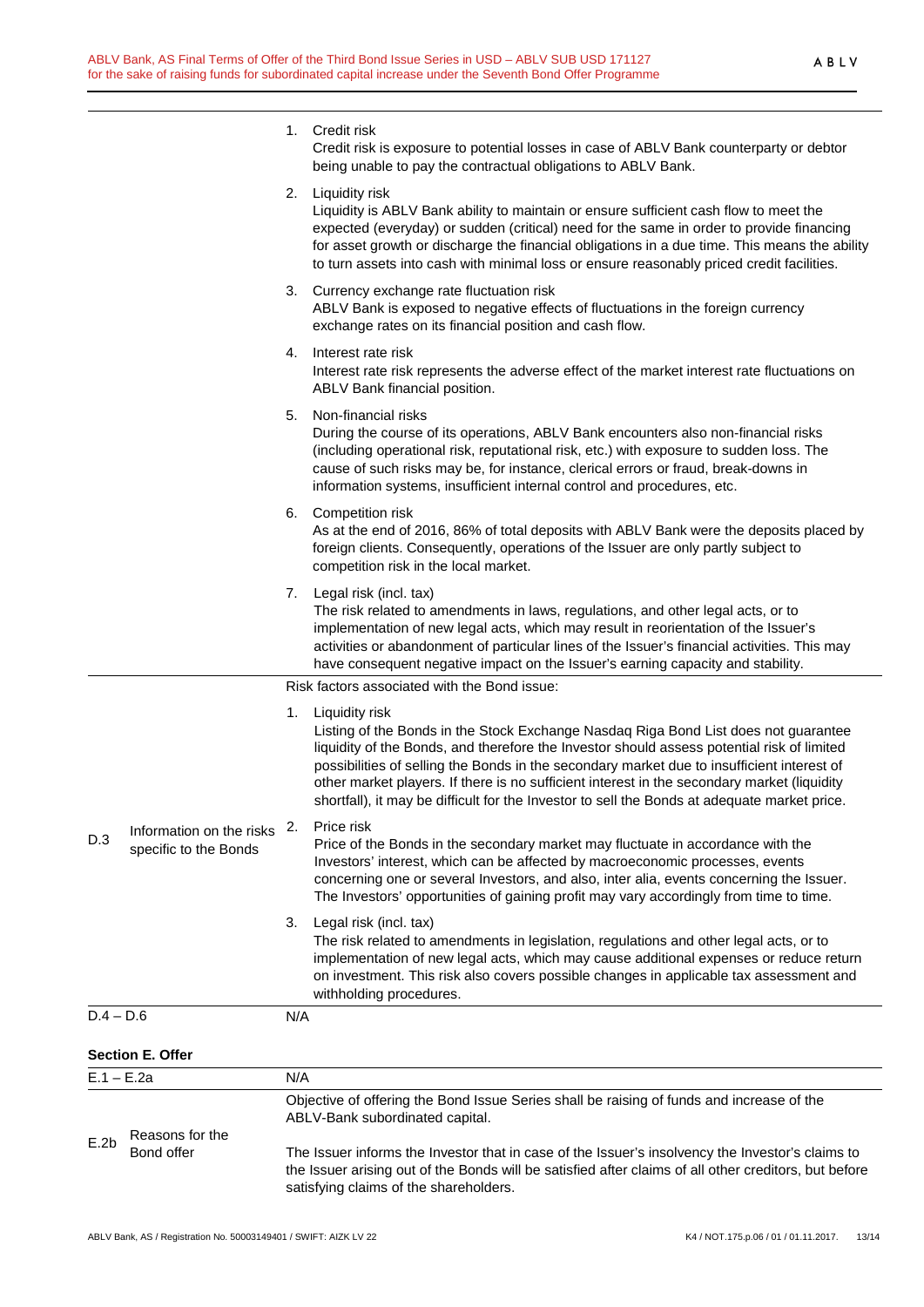| | | |
|---|---|---|
| | | 1. Credit risk<br>Credit risk is exposure to potential losses in case of ABLV Bank counterparty or debtor being unable to pay the contractual obligations to ABLV Bank.<br><br>2. Liquidity risk<br>Liquidity is ABLV Bank ability to maintain or ensure sufficient cash flow to meet the expected (everyday) or sudden (critical) need for the same in order to provide financing for asset growth or discharge the financial obligations in a due time. This means the ability to turn assets into cash with minimal loss or ensure reasonably priced credit facilities.<br><br>3. Currency exchange rate fluctuation risk<br>ABLV Bank is exposed to negative effects of fluctuations in the foreign currency exchange rates on its financial position and cash flow.<br><br>4. Interest rate risk<br>Interest rate risk represents the adverse effect of the market interest rate fluctuations on ABLV Bank financial position.<br><br>5. Non-financial risks<br>During the course of its operations, ABLV Bank encounters also non-financial risks (including operational risk, reputational risk, etc.) with exposure to sudden loss. The cause of such risks may be, for instance, clerical errors or fraud, break-downs in information systems, insufficient internal control and procedures, etc.<br><br>6. Competition risk<br>As at the end of 2016, 86% of total deposits with ABLV Bank were the deposits placed by foreign clients. Consequently, operations of the Issuer are only partly subject to competition risk in the local market.<br><br>7. Legal risk (incl. tax)<br>The risk related to amendments in laws, regulations, and other legal acts, or to implementation of new legal acts, which may result in reorientation of the Issuer's activities or abandonment of particular lines of the Issuer's financial activities. This may have consequent negative impact on the Issuer's earning capacity and stability. |
| D.3 | Information on the risks specific to the Bonds | Risk factors associated with the Bond issue:<br><br>1. Liquidity risk<br>Listing of the Bonds in the Stock Exchange Nasdaq Riga Bond List does not guarantee liquidity of the Bonds, and therefore the Investor should assess potential risk of limited possibilities of selling the Bonds in the secondary market due to insufficient interest of other market players. If there is no sufficient interest in the secondary market (liquidity shortfall), it may be difficult for the Investor to sell the Bonds at adequate market price.<br><br>2. Price risk<br>Price of the Bonds in the secondary market may fluctuate in accordance with the Investors' interest, which can be affected by macroeconomic processes, events concerning one or several Investors, and also, inter alia, events concerning the Issuer. The Investors' opportunities of gaining profit may vary accordingly from time to time.<br><br>3. Legal risk (incl. tax)<br>The risk related to amendments in legislation, regulations and other legal acts, or to implementation of new legal acts, which may cause additional expenses or reduce return on investment. This risk also covers possible changes in applicable tax assessment and withholding procedures. |
| D.4 – D.6 | | N/A |

**Section E. Offer**

| | | |
|---|---|---|
| E.1 – E.2a | | N/A |
| E.2b | Reasons for the Bond offer | Objective of offering the Bond Issue Series shall be raising of funds and increase of the ABLV-Bank subordinated capital.<br><br>The Issuer informs the Investor that in case of the Issuer's insolvency the Investor's claims to the Issuer arising out of the Bonds will be satisfied after claims of all other creditors, but before satisfying claims of the shareholders. |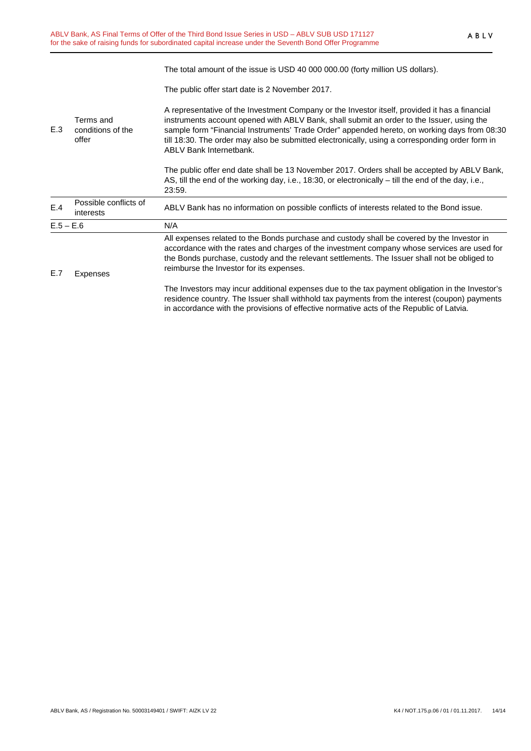| | | |
|---|---|---|
| | | The total amount of the issue is USD 40 000 000.00 (forty million US dollars).<br><br>The public offer start date is 2 November 2017. |
| E.3 | Terms and conditions of the offer | A representative of the Investment Company or the Investor itself, provided it has a financial instruments account opened with ABLV Bank, shall submit an order to the Issuer, using the sample form "Financial Instruments' Trade Order" appended hereto, on working days from 08:30 till 18:30. The order may also be submitted electronically, using a corresponding order form in ABLV Bank Internetbank.<br><br>The public offer end date shall be 13 November 2017. Orders shall be accepted by ABLV Bank, AS, till the end of the working day, i.e., 18:30, or electronically – till the end of the day, i.e., 23:59. |
| E.4 | Possible conflicts of interests | ABLV Bank has no information on possible conflicts of interests related to the Bond issue. |
| E.5 – E.6 | | N/A |
| E.7 | Expenses | All expenses related to the Bonds purchase and custody shall be covered by the Investor in accordance with the rates and charges of the investment company whose services are used for the Bonds purchase, custody and the relevant settlements. The Issuer shall not be obliged to reimburse the Investor for its expenses.<br><br>The Investors may incur additional expenses due to the tax payment obligation in the Investor's residence country. The Issuer shall withhold tax payments from the interest (coupon) payments in accordance with the provisions of effective normative acts of the Republic of Latvia. |